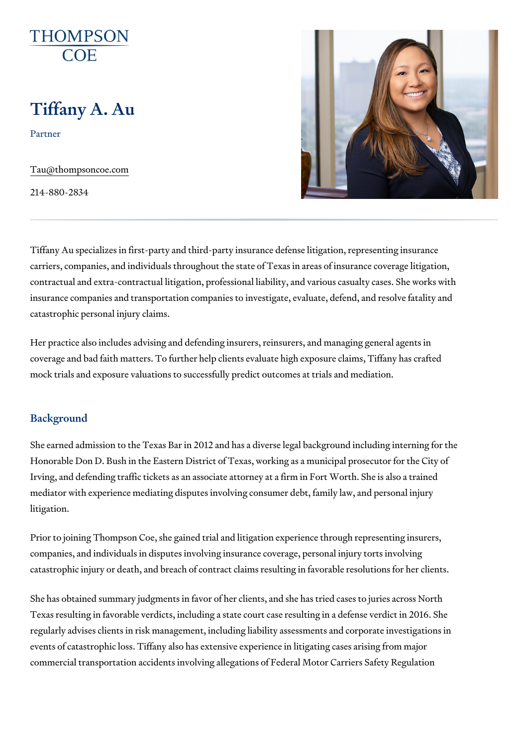THOMPSON COE

# Tiffany A. Au

Partner

Tau@thompsoncoe.com

214-880-2834

Tiffany Au specializes in first-party and third-party insurance defense litigation, representing insurance carriers, companies, and individuals throughout the state of Texas in areas of insurance coverage litigation, contractual and extra-contractual litigation, professional liability, and various casualty cases. She works with insurance companies and transportation companies to investigate, evaluate, defend, and resolve fatality and catastrophic personal injury claims.

Her practice also includes advising and defending insurers, reinsurers, and managing general agents in coverage and bad faith matters. To further help clients evaluate high exposure claims, Tiffany has crafted mock trials and exposure valuations to successfully predict outcomes at trials and mediation.

## Background

She earned admission to the Texas Bar in 2012 and has a diverse legal background including interning for the Honorable Don D. Bush in the Eastern District of Texas, working as a municipal prosecutor for the City of Irving, and defending traffic tickets as an associate attorney at a firm in Fort Worth. She is also a trained mediator with experience mediating disputes involving consumer debt, family law, and personal injury litigation.

Prior to joining Thompson Coe, she gained trial and litigation experience through representing insurers, companies, and individuals in disputes involving insurance coverage, personal injury torts involving catastrophic injury or death, and breach of contract claims resulting in favorable resolutions for her clients.

She has obtained summary judgments in favor of her clients, and she has tried cases to juries across North Texas resulting in favorable verdicts, including a state court case resulting in a defense verdict in 2016. She regularly advises clients in risk management, including liability assessments and corporate investigations in events of catastrophic loss. Tiffany also has extensive experience in litigating cases arising from major commercial transportation accidents involving allegations of Federal Motor Carriers Safety Regulation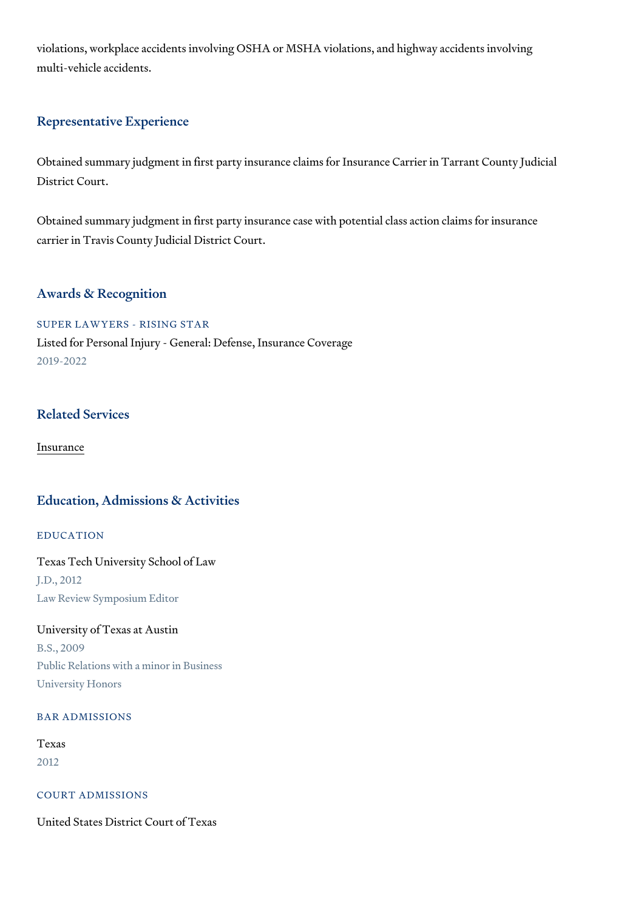violations, workplace accidents involving OSHA or MSHA violations, and highway accidents involving multi-vehicle accidents.

## Representative Experience

Obtained summary judgment in first party insurance claims for Insurance Carrier in Tarrant County Judicial District Court.

Obtained summary judgment in first party insurance case with potential class action claims for insurance carrier in Travis County Judicial District Court.

## Awards & Recognition

### SUPER LAWYERS - RISING STAR

Listed for Personal Injury - General: Defense, Insurance Coverage

2019-2022

## Related Services

Insurance

## Education, Admissions & Activities

### EDUCATION

Texas Tech University School of Law

J.D., 2012

Law Review Symposium Editor

University of Texas at Austin

B.S., 2009

Public Relations with a minor in Business

University Honors

### BAR ADMISSIONS

Texas

2012

### COURT ADMISSIONS

United States District Court of Texas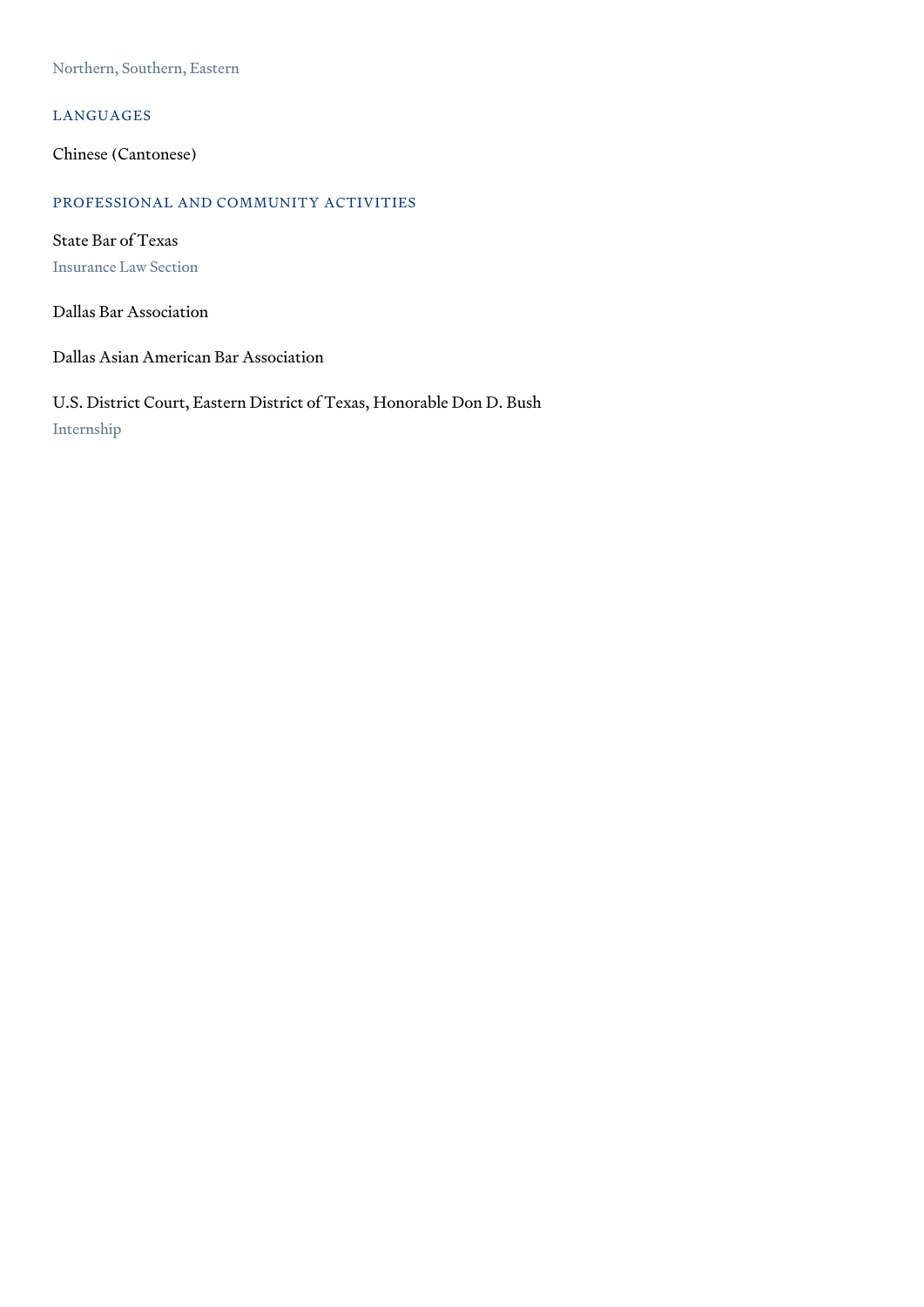Northern, Southern, Eastern

## LANGUAGES

Chinese (Cantonese)

## PROFESSIONAL AND COMMUNITY ACTIVITIES

State Bar of Texas
Insurance Law Section

Dallas Bar Association

Dallas Asian American Bar Association

U.S. District Court, Eastern District of Texas, Honorable Don D. Bush
Internship